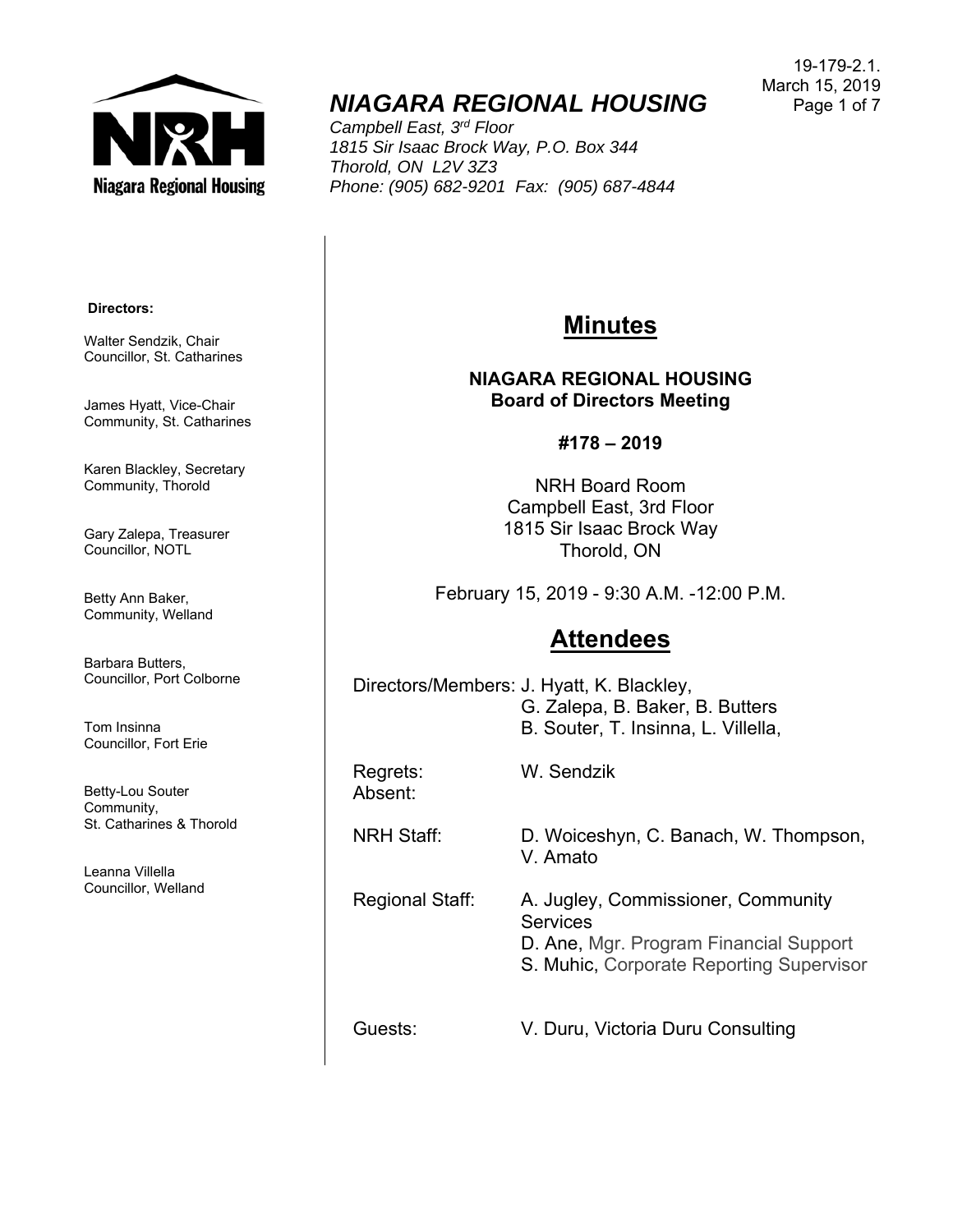19-179-2.1.
March 15, 2019

# *NIAGARA REGIONAL HOUSING*

*Campbell East, 3rd Floor*
*1815 Sir Isaac Brock Way, P.O. Box 344*
*Thorold, ON L2V 3Z3*
*Phone: (905) 682-9201 Fax: (905) 687-4844*

**Directors:**

Walter Sendzik, Chair
Councillor, St. Catharines

James Hyatt, Vice-Chair
Community, St. Catharines

Karen Blackley, Secretary
Community, Thorold

Gary Zalepa, Treasurer
Councillor, NOTL

Betty Ann Baker,
Community, Welland

Barbara Butters,
Councillor, Port Colborne

Tom Insinna
Councillor, Fort Erie

Betty-Lou Souter
Community,
St. Catharines & Thorold

Leanna Villella
Councillor, Welland

## Minutes

**NIAGARA REGIONAL HOUSING**
**Board of Directors Meeting**

**#178 – 2019**

NRH Board Room
Campbell East, 3rd Floor
1815 Sir Isaac Brock Way
Thorold, ON

February 15, 2019 - 9:30 A.M. -12:00 P.M.

## Attendees

| | |
|---|---|
| Directors/Members: | J. Hyatt, K. Blackley, G. Zalepa, B. Baker, B. Butters B. Souter, T. Insinna, L. Villella, |
| Regrets: | W. Sendzik |
| Absent: | |
| NRH Staff: | D. Woiceshyn, C. Banach, W. Thompson, V. Amato |
| Regional Staff: | A. Jugley, Commissioner, Community Services<br>D. Ane, Mgr. Program Financial Support<br>S. Muhic, Corporate Reporting Supervisor |
| Guests: | V. Duru, Victoria Duru Consulting |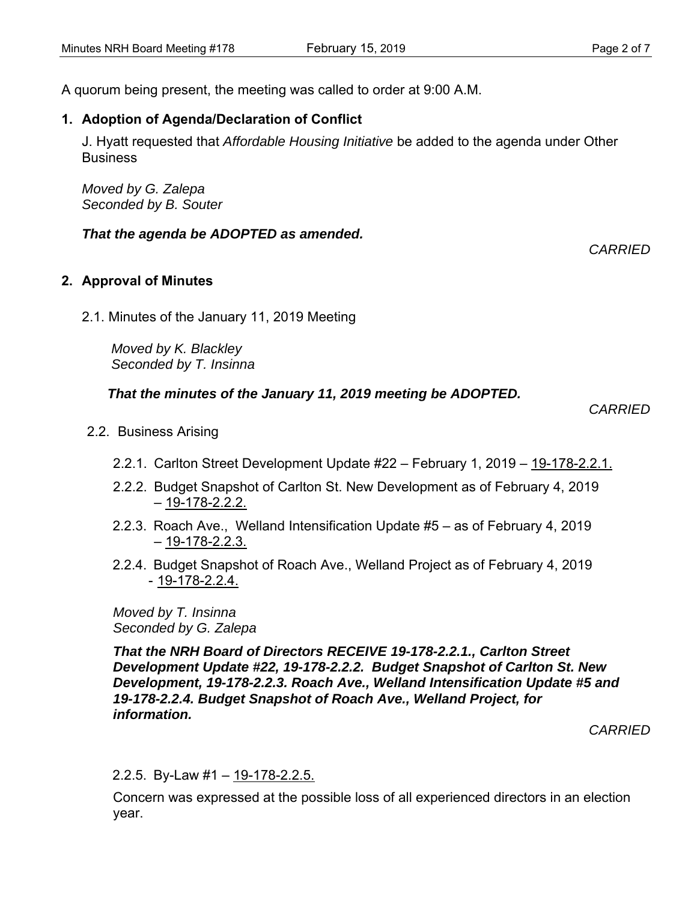A quorum being present, the meeting was called to order at 9:00 A.M.

**1. Adoption of Agenda/Declaration of Conflict**

J. Hyatt requested that *Affordable Housing Initiative* be added to the agenda under Other Business

*Moved by G. Zalepa*
*Seconded by B. Souter*

***That the agenda be ADOPTED as amended.***

*CARRIED*

**2. Approval of Minutes**

2.1. Minutes of the January 11, 2019 Meeting

*Moved by K. Blackley*
*Seconded by T. Insinna*

***That the minutes of the January 11, 2019 meeting be ADOPTED.***

*CARRIED*

2.2. Business Arising

2.2.1. Carlton Street Development Update #22 – February 1, 2019 – 19-178-2.2.1.

2.2.2. Budget Snapshot of Carlton St. New Development as of February 4, 2019 – 19-178-2.2.2.

2.2.3. Roach Ave., Welland Intensification Update #5 – as of February 4, 2019 – 19-178-2.2.3.

2.2.4. Budget Snapshot of Roach Ave., Welland Project as of February 4, 2019 - 19-178-2.2.4.

*Moved by T. Insinna*
*Seconded by G. Zalepa*

***That the NRH Board of Directors RECEIVE 19-178-2.2.1., Carlton Street Development Update #22, 19-178-2.2.2. Budget Snapshot of Carlton St. New Development, 19-178-2.2.3. Roach Ave., Welland Intensification Update #5 and 19-178-2.2.4. Budget Snapshot of Roach Ave., Welland Project, for information.***

*CARRIED*

2.2.5. By-Law #1 – 19-178-2.2.5.

Concern was expressed at the possible loss of all experienced directors in an election year.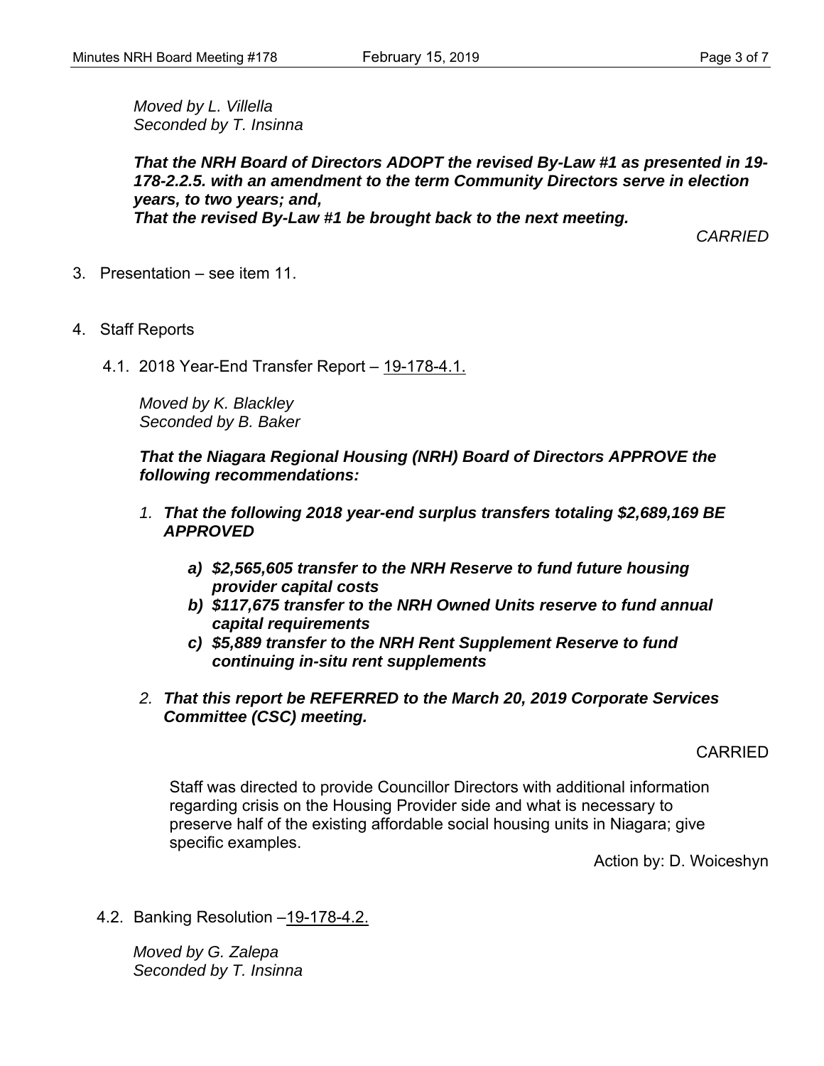*Moved by L. Villella*
*Seconded by T. Insinna*

***That the NRH Board of Directors ADOPT the revised By-Law #1 as presented in 19-178-2.2.5. with an amendment to the term Community Directors serve in election years, to two years; and,***
***That the revised By-Law #1 be brought back to the next meeting.***

*CARRIED*

3. Presentation – see item 11.

4. Staff Reports

4.1. 2018 Year-End Transfer Report – 19-178-4.1.

*Moved by K. Blackley*
*Seconded by B. Baker*

***That the Niagara Regional Housing (NRH) Board of Directors APPROVE the following recommendations:***

1. ***That the following 2018 year-end surplus transfers totaling $2,689,169 BE APPROVED***
   - ***a) $2,565,605 transfer to the NRH Reserve to fund future housing provider capital costs***
   - ***b) $117,675 transfer to the NRH Owned Units reserve to fund annual capital requirements***
   - ***c) $5,889 transfer to the NRH Rent Supplement Reserve to fund continuing in-situ rent supplements***
2. ***That this report be REFERRED to the March 20, 2019 Corporate Services Committee (CSC) meeting.***

CARRIED

Staff was directed to provide Councillor Directors with additional information regarding crisis on the Housing Provider side and what is necessary to preserve half of the existing affordable social housing units in Niagara; give specific examples.

Action by: D. Woiceshyn

4.2. Banking Resolution –19-178-4.2.

*Moved by G. Zalepa*
*Seconded by T. Insinna*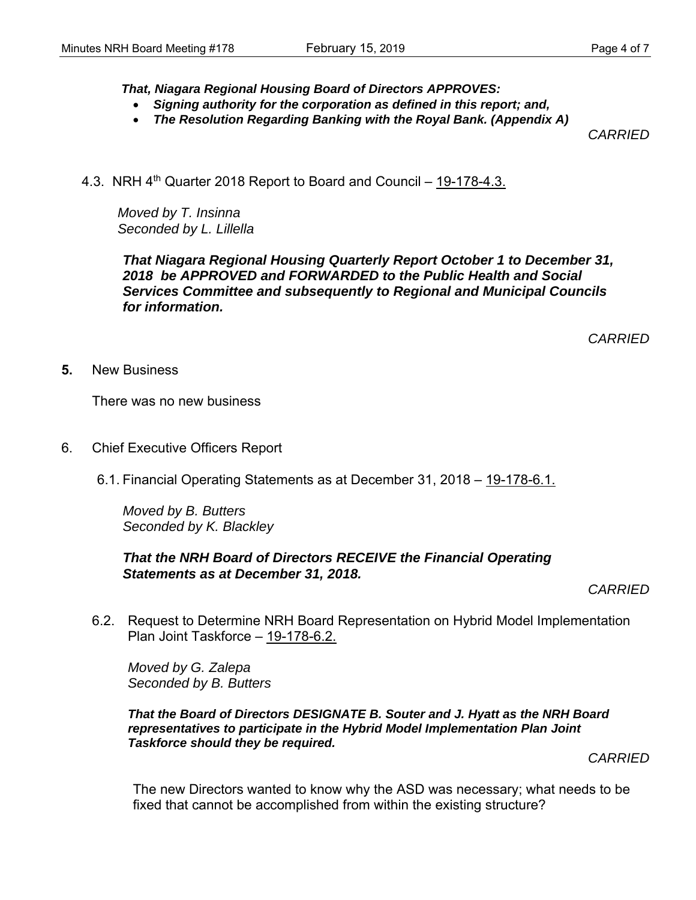***That, Niagara Regional Housing Board of Directors APPROVES:***

- ***Signing authority for the corporation as defined in this report; and,***
- ***The Resolution Regarding Banking with the Royal Bank. (Appendix A)***

*CARRIED*

4.3. NRH 4th Quarter 2018 Report to Board and Council – 19-178-4.3.

*Moved by T. Insinna*
*Seconded by L. Lillella*

***That Niagara Regional Housing Quarterly Report October 1 to December 31, 2018 be APPROVED and FORWARDED to the Public Health and Social Services Committee and subsequently to Regional and Municipal Councils for information.***

*CARRIED*

**5.** New Business

There was no new business

6. Chief Executive Officers Report

6.1. Financial Operating Statements as at December 31, 2018 – 19-178-6.1.

*Moved by B. Butters*
*Seconded by K. Blackley*

***That the NRH Board of Directors RECEIVE the Financial Operating Statements as at December 31, 2018.***

*CARRIED*

6.2. Request to Determine NRH Board Representation on Hybrid Model Implementation Plan Joint Taskforce – 19-178-6.2.

*Moved by G. Zalepa*
*Seconded by B. Butters*

***That the Board of Directors DESIGNATE B. Souter and J. Hyatt as the NRH Board representatives to participate in the Hybrid Model Implementation Plan Joint Taskforce should they be required.***

*CARRIED*

The new Directors wanted to know why the ASD was necessary; what needs to be fixed that cannot be accomplished from within the existing structure?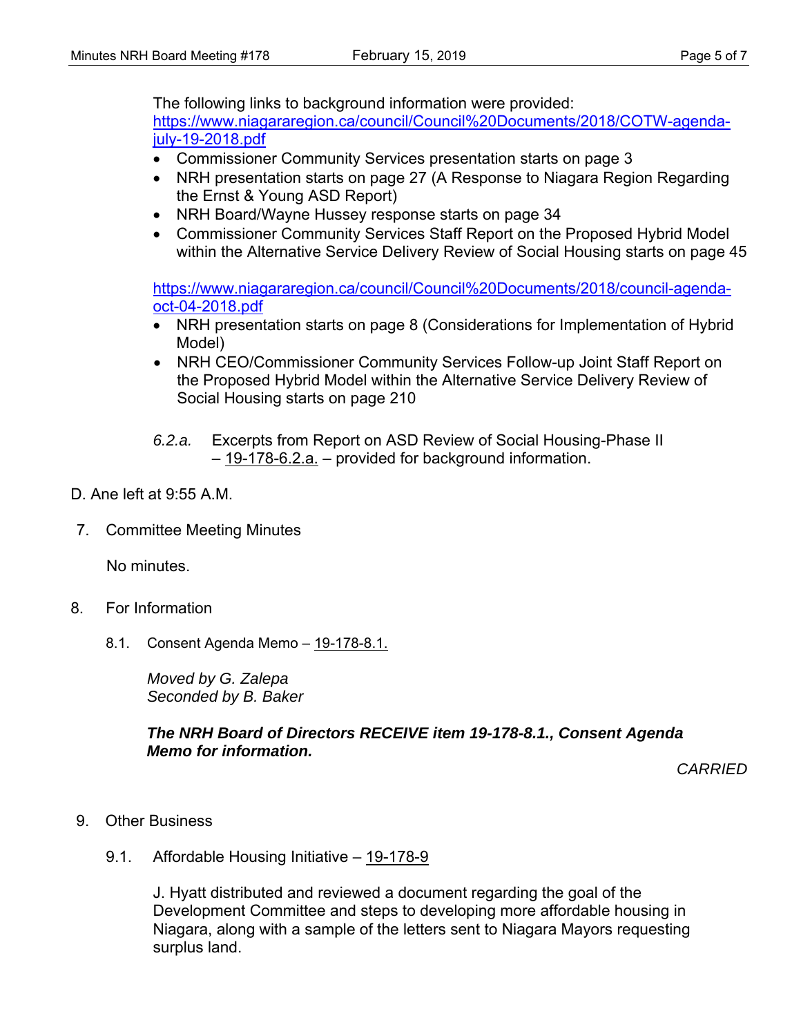The following links to background information were provided:
https://www.niagararegion.ca/council/Council%20Documents/2018/COTW-agenda-july-19-2018.pdf

- Commissioner Community Services presentation starts on page 3
- NRH presentation starts on page 27 (A Response to Niagara Region Regarding the Ernst & Young ASD Report)
- NRH Board/Wayne Hussey response starts on page 34
- Commissioner Community Services Staff Report on the Proposed Hybrid Model within the Alternative Service Delivery Review of Social Housing starts on page 45

https://www.niagararegion.ca/council/Council%20Documents/2018/council-agenda-oct-04-2018.pdf

- NRH presentation starts on page 8 (Considerations for Implementation of Hybrid Model)
- NRH CEO/Commissioner Community Services Follow-up Joint Staff Report on the Proposed Hybrid Model within the Alternative Service Delivery Review of Social Housing starts on page 210

*6.2.a.* Excerpts from Report on ASD Review of Social Housing-Phase II – 19-178-6.2.a. – provided for background information.

D. Ane left at 9:55 A.M.

7. Committee Meeting Minutes

   No minutes.

8. For Information

   8.1. Consent Agenda Memo – 19-178-8.1.

   *Moved by G. Zalepa*
   *Seconded by B. Baker*

   ***The NRH Board of Directors RECEIVE item 19-178-8.1., Consent Agenda Memo for information.***

   *CARRIED*

9. Other Business

   9.1. Affordable Housing Initiative – 19-178-9

   J. Hyatt distributed and reviewed a document regarding the goal of the Development Committee and steps to developing more affordable housing in Niagara, along with a sample of the letters sent to Niagara Mayors requesting surplus land.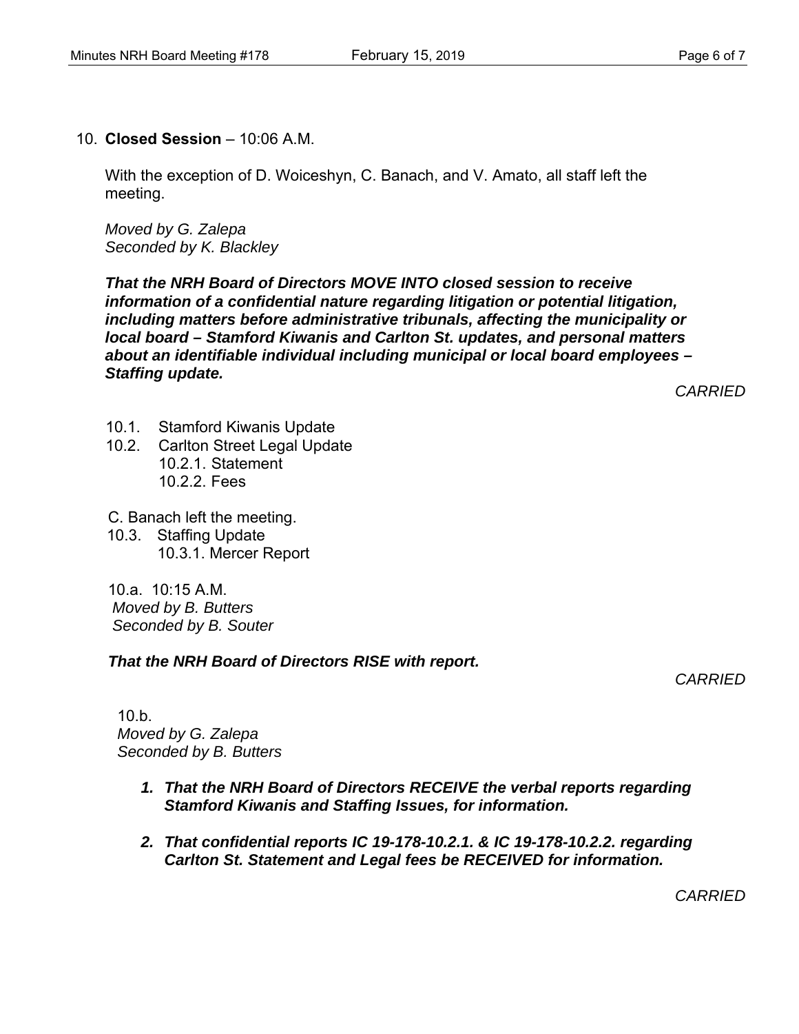10. **Closed Session** – 10:06 A.M.

With the exception of D. Woiceshyn, C. Banach, and V. Amato, all staff left the meeting.

*Moved by G. Zalepa*
*Seconded by K. Blackley*

***That the NRH Board of Directors MOVE INTO closed session to receive information of a confidential nature regarding litigation or potential litigation, including matters before administrative tribunals, affecting the municipality or local board – Stamford Kiwanis and Carlton St. updates, and personal matters about an identifiable individual including municipal or local board employees – Staffing update.***

*CARRIED*

- 10.1. Stamford Kiwanis Update
- 10.2. Carlton Street Legal Update
  - 10.2.1. Statement
  - 10.2.2. Fees

C. Banach left the meeting.

- 10.3. Staffing Update
  - 10.3.1. Mercer Report

10.a. 10:15 A.M.
*Moved by B. Butters*
*Seconded by B. Souter*

***That the NRH Board of Directors RISE with report.***

*CARRIED*

10.b.
*Moved by G. Zalepa*
*Seconded by B. Butters*

1. ***That the NRH Board of Directors RECEIVE the verbal reports regarding Stamford Kiwanis and Staffing Issues, for information.***
2. ***That confidential reports IC 19-178-10.2.1. & IC 19-178-10.2.2. regarding Carlton St. Statement and Legal fees be RECEIVED for information.***

*CARRIED*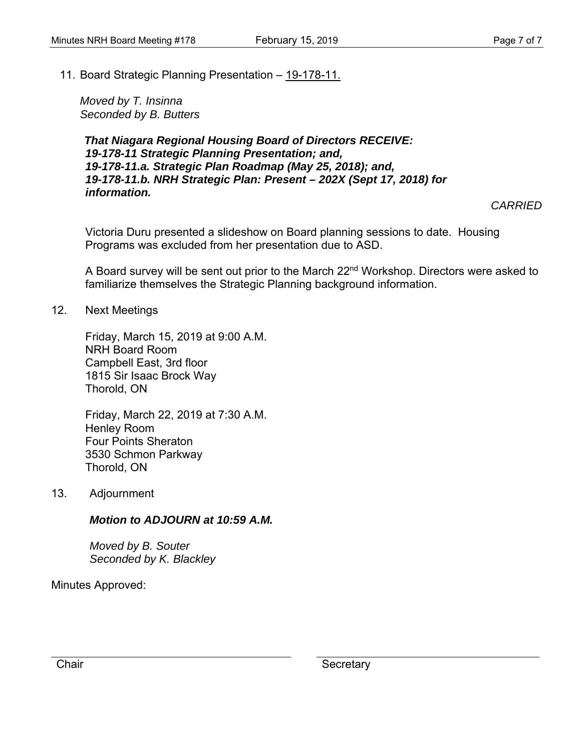11. Board Strategic Planning Presentation – 19-178-11.

*Moved by T. Insinna*
*Seconded by B. Butters*

***That Niagara Regional Housing Board of Directors RECEIVE:***
***19-178-11 Strategic Planning Presentation; and,***
***19-178-11.a. Strategic Plan Roadmap (May 25, 2018); and,***
***19-178-11.b. NRH Strategic Plan: Present – 202X (Sept 17, 2018) for information.***

*CARRIED*

Victoria Duru presented a slideshow on Board planning sessions to date. Housing Programs was excluded from her presentation due to ASD.

A Board survey will be sent out prior to the March 22nd Workshop. Directors were asked to familiarize themselves the Strategic Planning background information.

12. Next Meetings

Friday, March 15, 2019 at 9:00 A.M.
NRH Board Room
Campbell East, 3rd floor
1815 Sir Isaac Brock Way
Thorold, ON

Friday, March 22, 2019 at 7:30 A.M.
Henley Room
Four Points Sheraton
3530 Schmon Parkway
Thorold, ON

13. Adjournment

***Motion to ADJOURN at 10:59 A.M.***

*Moved by B. Souter*
*Seconded by K. Blackley*

Minutes Approved:

Chair

Secretary